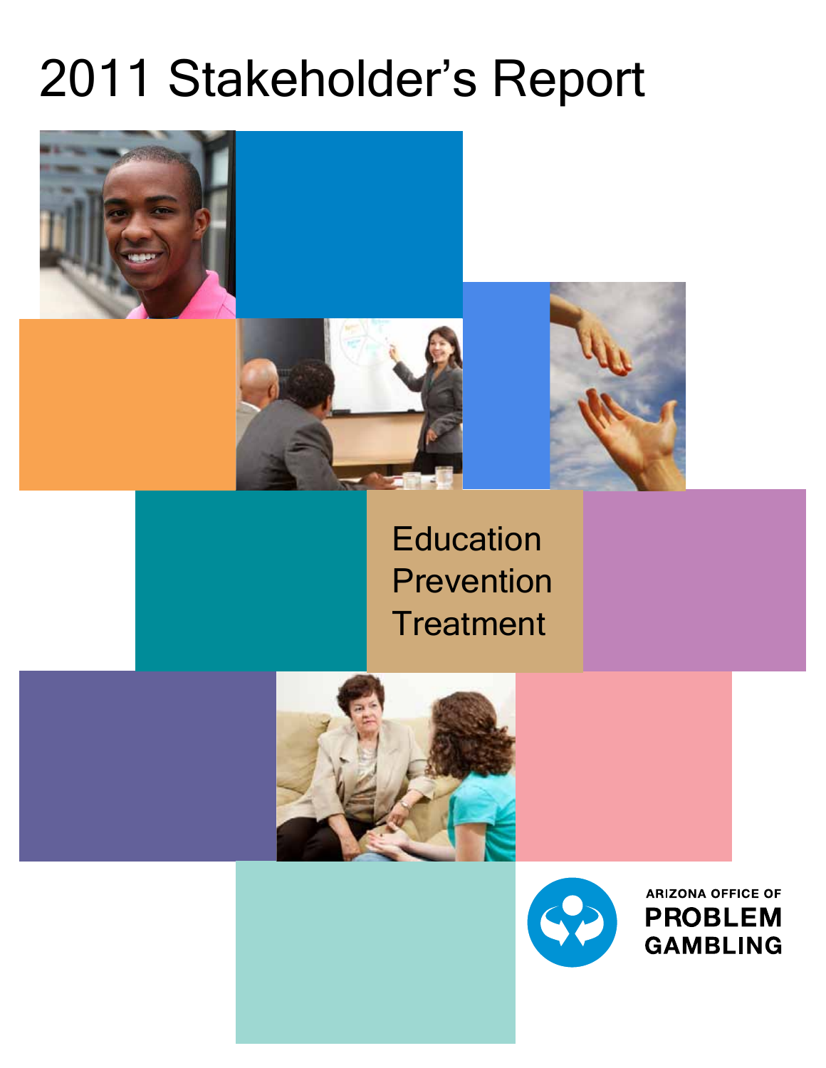# 2011 Stakeholder's Report

Education
Prevention
Treatment

ARIZONA OFFICE OF
**PROBLEM GAMBLING**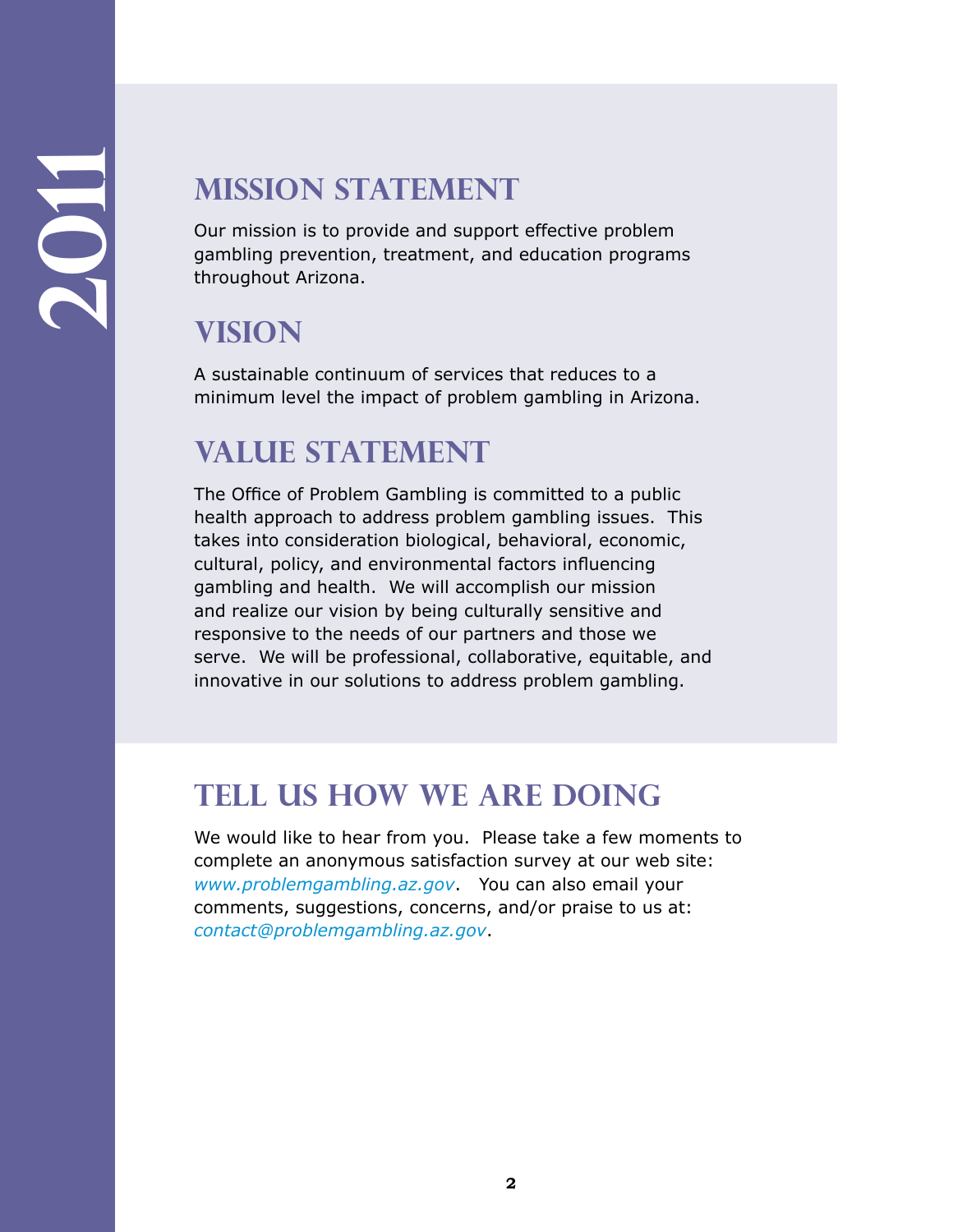# MISSION STATEMENT

Our mission is to provide and support effective problem gambling prevention, treatment, and education programs throughout Arizona.

# VISION

A sustainable continuum of services that reduces to a minimum level the impact of problem gambling in Arizona.

# VALUE STATEMENT

The Office of Problem Gambling is committed to a public health approach to address problem gambling issues. This takes into consideration biological, behavioral, economic, cultural, policy, and environmental factors influencing gambling and health. We will accomplish our mission and realize our vision by being culturally sensitive and responsive to the needs of our partners and those we serve. We will be professional, collaborative, equitable, and innovative in our solutions to address problem gambling.

# TELL US HOW WE ARE DOING

We would like to hear from you. Please take a few moments to complete an anonymous satisfaction survey at our web site: *www.problemgambling.az.gov*. You can also email your comments, suggestions, concerns, and/or praise to us at: *contact@problemgambling.az.gov*.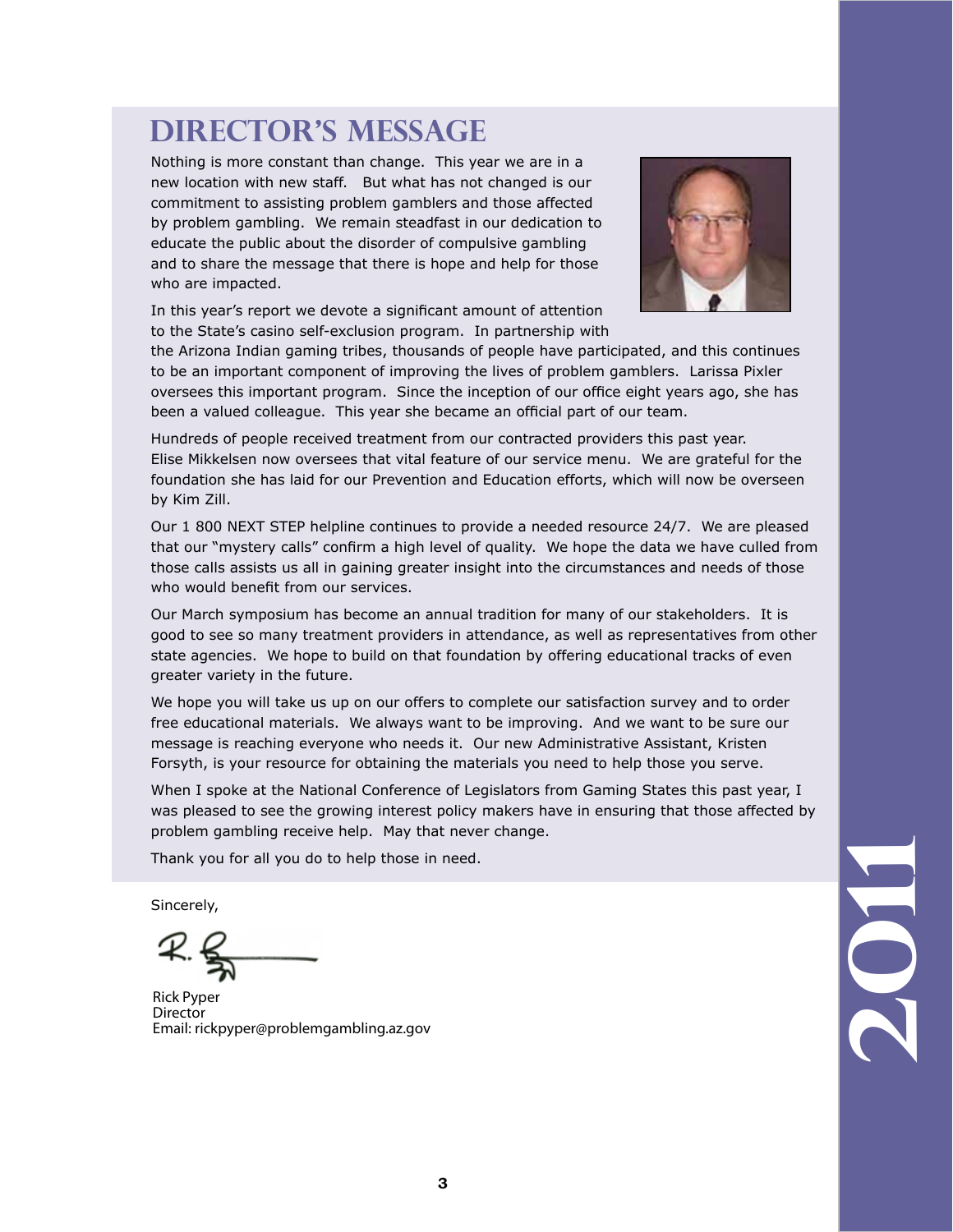# DIRECTOR'S MESSAGE

Nothing is more constant than change. This year we are in a new location with new staff. But what has not changed is our commitment to assisting problem gamblers and those affected by problem gambling. We remain steadfast in our dedication to educate the public about the disorder of compulsive gambling and to share the message that there is hope and help for those who are impacted.

In this year's report we devote a significant amount of attention to the State's casino self-exclusion program. In partnership with the Arizona Indian gaming tribes, thousands of people have participated, and this continues to be an important component of improving the lives of problem gamblers. Larissa Pixler oversees this important program. Since the inception of our office eight years ago, she has been a valued colleague. This year she became an official part of our team.

Hundreds of people received treatment from our contracted providers this past year. Elise Mikkelsen now oversees that vital feature of our service menu. We are grateful for the foundation she has laid for our Prevention and Education efforts, which will now be overseen by Kim Zill.

Our 1 800 NEXT STEP helpline continues to provide a needed resource 24/7. We are pleased that our "mystery calls" confirm a high level of quality. We hope the data we have culled from those calls assists us all in gaining greater insight into the circumstances and needs of those who would benefit from our services.

Our March symposium has become an annual tradition for many of our stakeholders. It is good to see so many treatment providers in attendance, as well as representatives from other state agencies. We hope to build on that foundation by offering educational tracks of even greater variety in the future.

We hope you will take us up on our offers to complete our satisfaction survey and to order free educational materials. We always want to be improving. And we want to be sure our message is reaching everyone who needs it. Our new Administrative Assistant, Kristen Forsyth, is your resource for obtaining the materials you need to help those you serve.

When I spoke at the National Conference of Legislators from Gaming States this past year, I was pleased to see the growing interest policy makers have in ensuring that those affected by problem gambling receive help. May that never change.

Thank you for all you do to help those in need.

Sincerely,

Rick Pyper
Director
Email: rickpyper@problemgambling.az.gov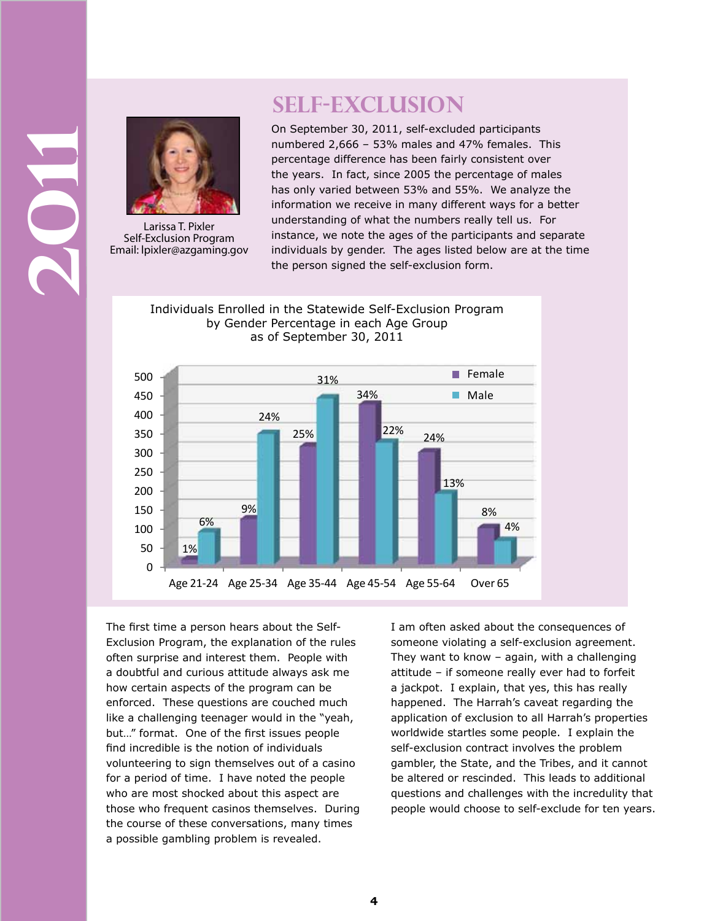# SELF-EXCLUSION

Larissa T. Pixler
Self-Exclusion Program
Email: lpixler@azgaming.gov

On September 30, 2011, self-excluded participants numbered 2,666 – 53% males and 47% females. This percentage difference has been fairly consistent over the years. In fact, since 2005 the percentage of males has only varied between 53% and 55%. We analyze the information we receive in many different ways for a better understanding of what the numbers really tell us. For instance, we note the ages of the participants and separate individuals by gender. The ages listed below are at the time the person signed the self-exclusion form.

Individuals Enrolled in the Statewide Self-Exclusion Program by Gender Percentage in each Age Group as of September 30, 2011

| Age Group | Female | Male |
| --- | --- | --- |
| Age 21-24 | 1% | 6% |
| Age 25-34 | 9% | 24% |
| Age 35-44 | 25% | 31% |
| Age 45-54 | 34% | 22% |
| Age 55-64 | 24% | 13% |
| Over 65 | 8% | 4% |

The first time a person hears about the Self-Exclusion Program, the explanation of the rules often surprise and interest them. People with a doubtful and curious attitude always ask me how certain aspects of the program can be enforced. These questions are couched much like a challenging teenager would in the "yeah, but…" format. One of the first issues people find incredible is the notion of individuals volunteering to sign themselves out of a casino for a period of time. I have noted the people who are most shocked about this aspect are those who frequent casinos themselves. During the course of these conversations, many times a possible gambling problem is revealed.

I am often asked about the consequences of someone violating a self-exclusion agreement. They want to know – again, with a challenging attitude – if someone really ever had to forfeit a jackpot. I explain, that yes, this has really happened. The Harrah's caveat regarding the application of exclusion to all Harrah's properties worldwide startles some people. I explain the self-exclusion contract involves the problem gambler, the State, and the Tribes, and it cannot be altered or rescinded. This leads to additional questions and challenges with the incredulity that people would choose to self-exclude for ten years.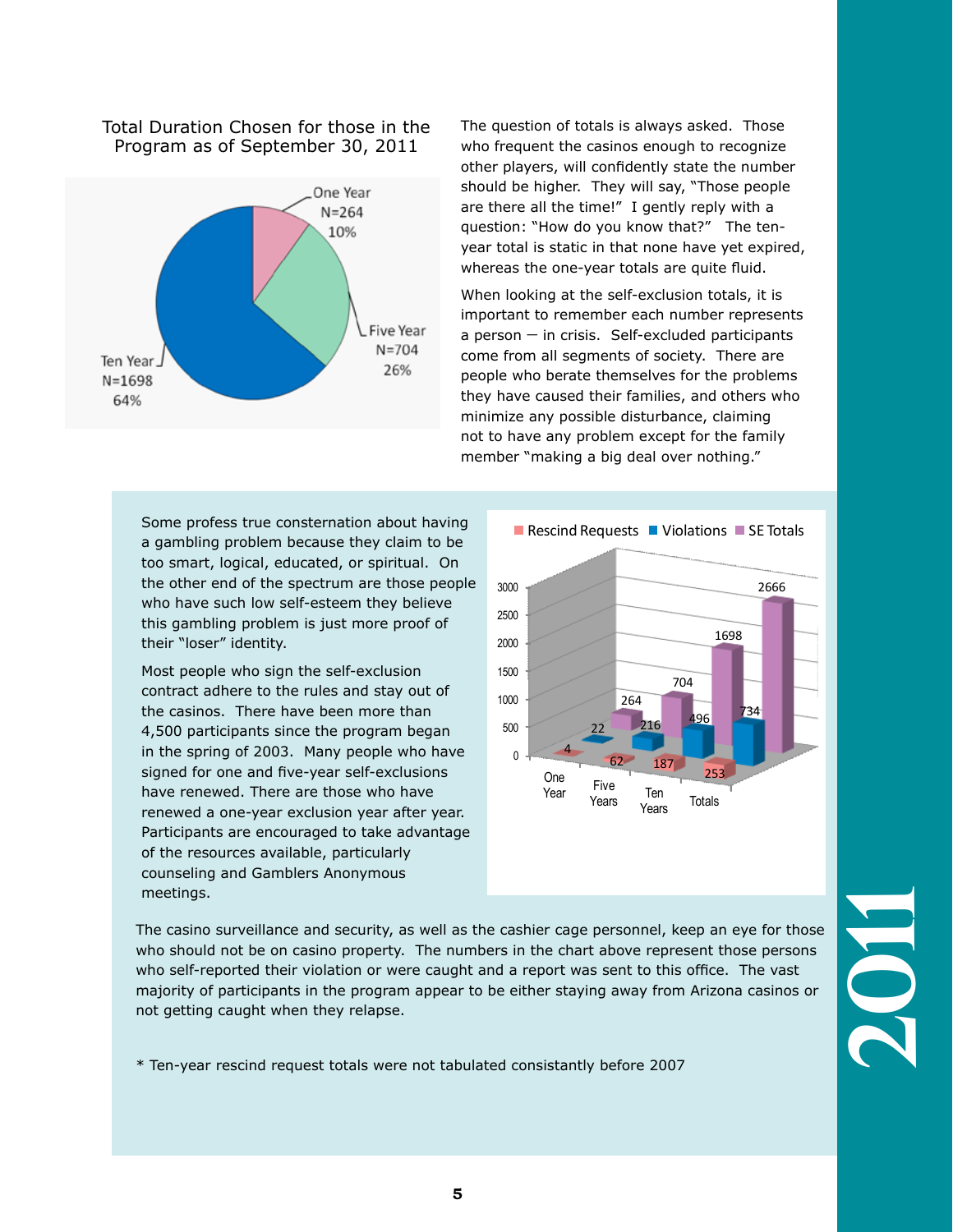Total Duration Chosen for those in the Program as of September 30, 2011

| Duration | N | Percent |
|---|---|---|
| One Year | 264 | 10% |
| Five Year | 704 | 26% |
| Ten Year | 1698 | 64% |

The question of totals is always asked. Those who frequent the casinos enough to recognize other players, will confidently state the number should be higher. They will say, "Those people are there all the time!" I gently reply with a question: "How do you know that?" The ten-year total is static in that none have yet expired, whereas the one-year totals are quite fluid.

When looking at the self-exclusion totals, it is important to remember each number represents a person — in crisis. Self-excluded participants come from all segments of society. There are people who berate themselves for the problems they have caused their families, and others who minimize any possible disturbance, claiming not to have any problem except for the family member "making a big deal over nothing."

Some profess true consternation about having a gambling problem because they claim to be too smart, logical, educated, or spiritual. On the other end of the spectrum are those people who have such low self-esteem they believe this gambling problem is just more proof of their "loser" identity.

Most people who sign the self-exclusion contract adhere to the rules and stay out of the casinos. There have been more than 4,500 participants since the program began in the spring of 2003. Many people who have signed for one and five-year self-exclusions have renewed. There are those who have renewed a one-year exclusion year after year. Participants are encouraged to take advantage of the resources available, particularly counseling and Gamblers Anonymous meetings.

| | Rescind Requests | Violations | SE Totals |
|---|---|---|---|
| One Year | 4 | 22 | 264 |
| Five Years | 62 | 216 | 704 |
| Ten Years | 187 | 496 | 1698 |
| Totals | 253 | 734 | 2666 |

The casino surveillance and security, as well as the cashier cage personnel, keep an eye for those who should not be on casino property. The numbers in the chart above represent those persons who self-reported their violation or were caught and a report was sent to this office. The vast majority of participants in the program appear to be either staying away from Arizona casinos or not getting caught when they relapse.

* Ten-year rescind request totals were not tabulated consistantly before 2007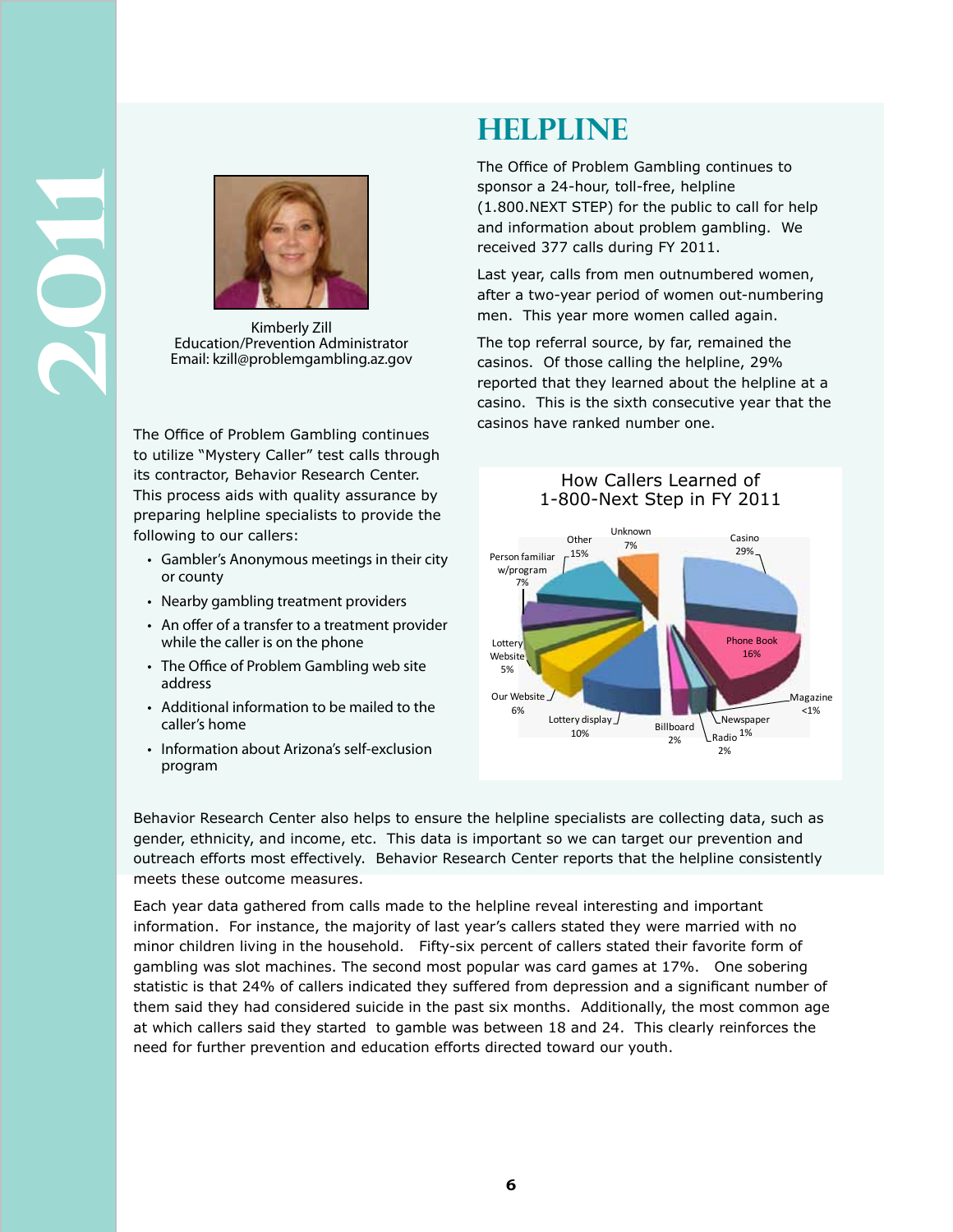Kimberly Zill
Education/Prevention Administrator
Email: kzill@problemgambling.az.gov

The Office of Problem Gambling continues to utilize "Mystery Caller" test calls through its contractor, Behavior Research Center. This process aids with quality assurance by preparing helpline specialists to provide the following to our callers:

- Gambler's Anonymous meetings in their city or county
- Nearby gambling treatment providers
- An offer of a transfer to a treatment provider while the caller is on the phone
- The Office of Problem Gambling web site address
- Additional information to be mailed to the caller's home
- Information about Arizona's self-exclusion program

# HELPLINE

The Office of Problem Gambling continues to sponsor a 24-hour, toll-free, helpline (1.800.NEXT STEP) for the public to call for help and information about problem gambling. We received 377 calls during FY 2011.

Last year, calls from men outnumbered women, after a two-year period of women out-numbering men. This year more women called again.

The top referral source, by far, remained the casinos. Of those calling the helpline, 29% reported that they learned about the helpline at a casino. This is the sixth consecutive year that the casinos have ranked number one.

How Callers Learned of 1-800-Next Step in FY 2011

| Source | Percent |
|---|---|
| Casino | 29% |
| Phone Book | 16% |
| Magazine | <1% |
| Newspaper | 1% |
| Radio | 2% |
| Billboard | 2% |
| Lottery display | 10% |
| Our Website | 6% |
| Lottery Website | 5% |
| Person familiar w/program | 7% |
| Other | 15% |
| Unknown | 7% |

Behavior Research Center also helps to ensure the helpline specialists are collecting data, such as gender, ethnicity, and income, etc. This data is important so we can target our prevention and outreach efforts most effectively. Behavior Research Center reports that the helpline consistently meets these outcome measures.

Each year data gathered from calls made to the helpline reveal interesting and important information. For instance, the majority of last year's callers stated they were married with no minor children living in the household. Fifty-six percent of callers stated their favorite form of gambling was slot machines. The second most popular was card games at 17%. One sobering statistic is that 24% of callers indicated they suffered from depression and a significant number of them said they had considered suicide in the past six months. Additionally, the most common age at which callers said they started to gamble was between 18 and 24. This clearly reinforces the need for further prevention and education efforts directed toward our youth.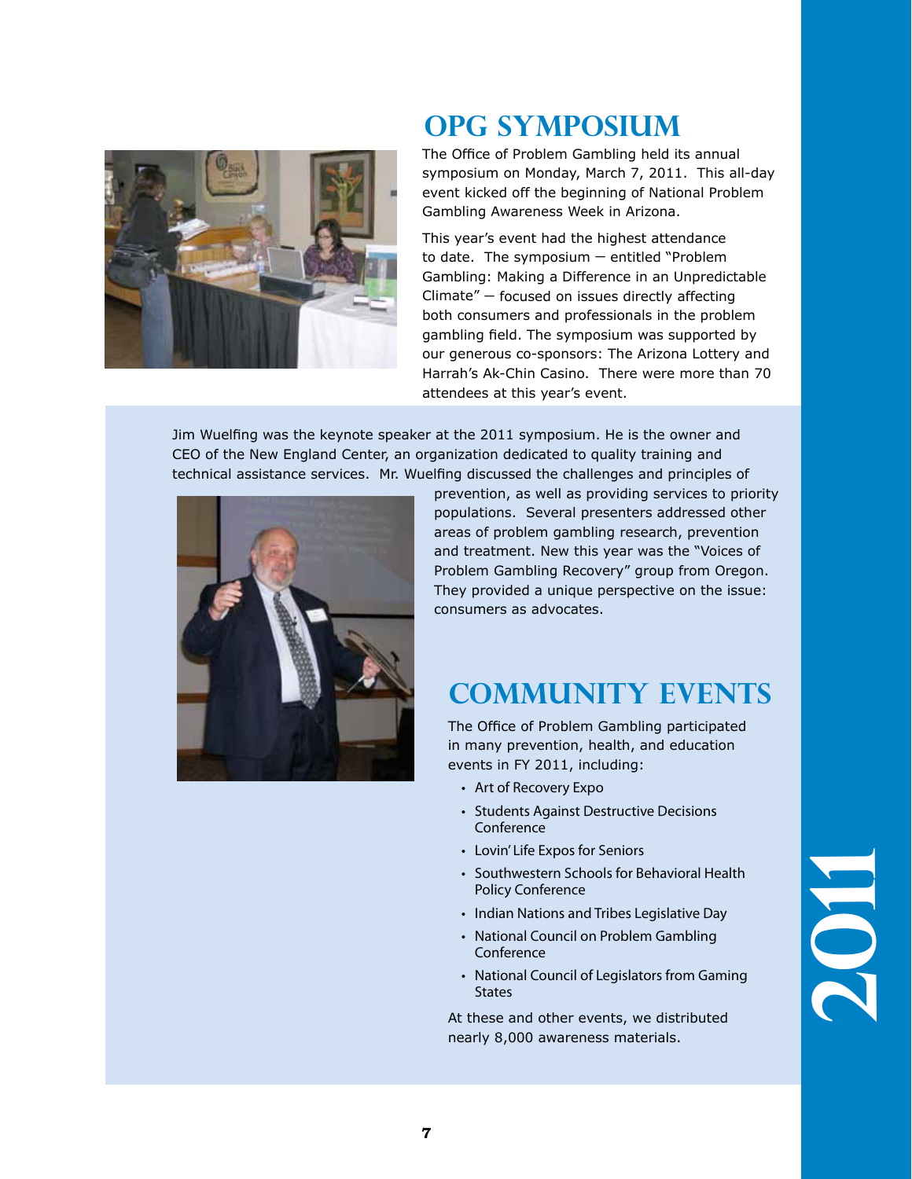## OPG SYMPOSIUM

The Office of Problem Gambling held its annual symposium on Monday, March 7, 2011. This all-day event kicked off the beginning of National Problem Gambling Awareness Week in Arizona.

This year's event had the highest attendance to date. The symposium — entitled "Problem Gambling: Making a Difference in an Unpredictable Climate" — focused on issues directly affecting both consumers and professionals in the problem gambling field. The symposium was supported by our generous co-sponsors: The Arizona Lottery and Harrah's Ak-Chin Casino. There were more than 70 attendees at this year's event.

Jim Wuelfing was the keynote speaker at the 2011 symposium. He is the owner and CEO of the New England Center, an organization dedicated to quality training and technical assistance services. Mr. Wuelfing discussed the challenges and principles of prevention, as well as providing services to priority populations. Several presenters addressed other areas of problem gambling research, prevention and treatment. New this year was the "Voices of Problem Gambling Recovery" group from Oregon. They provided a unique perspective on the issue: consumers as advocates.

## COMMUNITY EVENTS

The Office of Problem Gambling participated in many prevention, health, and education events in FY 2011, including:

- Art of Recovery Expo
- Students Against Destructive Decisions Conference
- Lovin' Life Expos for Seniors
- Southwestern Schools for Behavioral Health Policy Conference
- Indian Nations and Tribes Legislative Day
- National Council on Problem Gambling Conference
- National Council of Legislators from Gaming States

At these and other events, we distributed nearly 8,000 awareness materials.

2011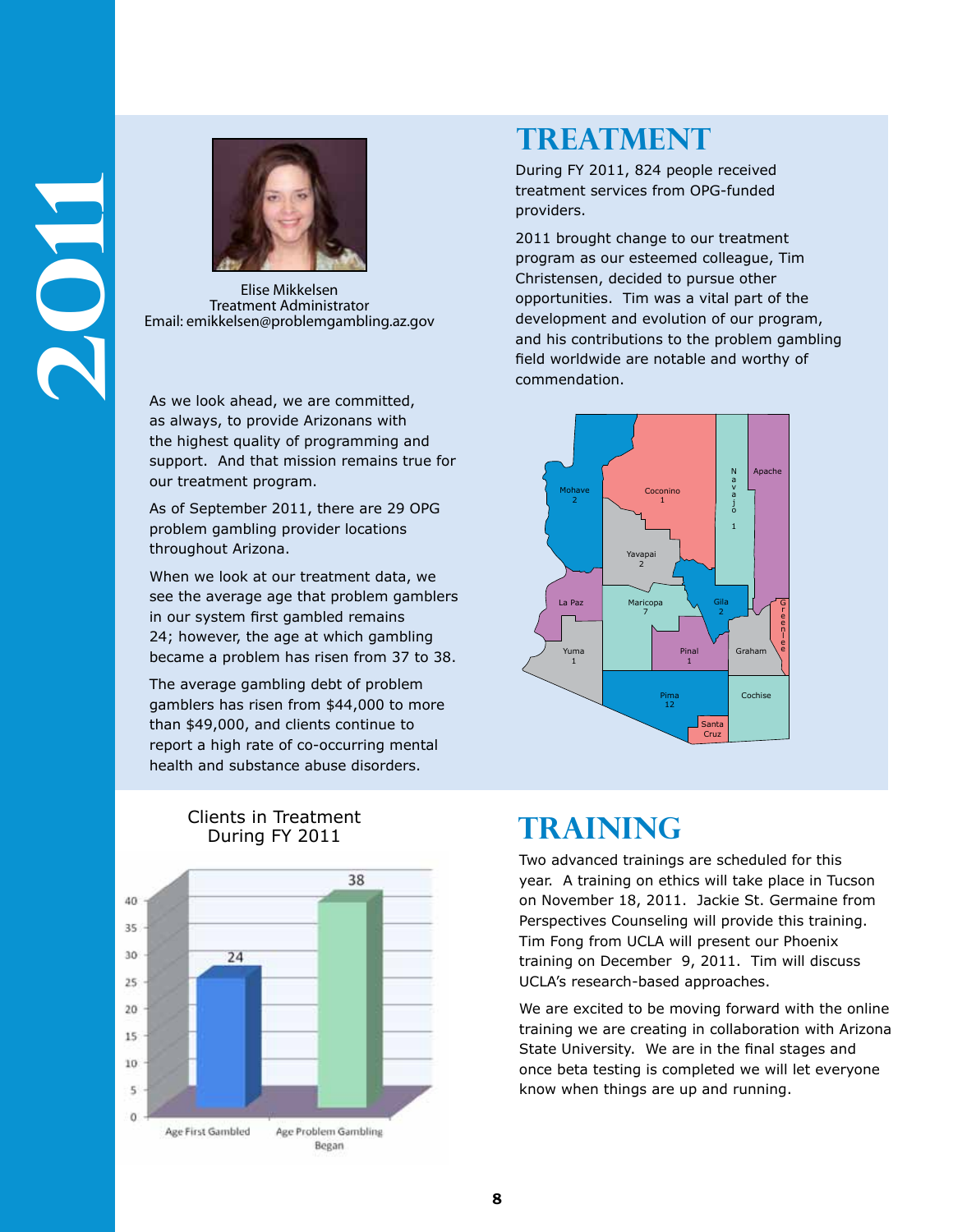Elise Mikkelsen
Treatment Administrator
Email: emikkelsen@problemgambling.az.gov

As we look ahead, we are committed, as always, to provide Arizonans with the highest quality of programming and support. And that mission remains true for our treatment program.

As of September 2011, there are 29 OPG problem gambling provider locations throughout Arizona.

When we look at our treatment data, we see the average age that problem gamblers in our system first gambled remains 24; however, the age at which gambling became a problem has risen from 37 to 38.

The average gambling debt of problem gamblers has risen from $44,000 to more than $49,000, and clients continue to report a high rate of co-occurring mental health and substance abuse disorders.

Clients in Treatment During FY 2011

| | Value |
|---|---|
| Age First Gambled | 24 |
| Age Problem Gambling Began | 38 |

# TREATMENT

During FY 2011, 824 people received treatment services from OPG-funded providers.

2011 brought change to our treatment program as our esteemed colleague, Tim Christensen, decided to pursue other opportunities. Tim was a vital part of the development and evolution of our program, and his contributions to the problem gambling field worldwide are notable and worthy of commendation.

| County | Provider Locations |
|---|---|
| Mohave | 2 |
| Coconino | 1 |
| Navajo | 1 |
| Apache | |
| Yavapai | 2 |
| La Paz | |
| Maricopa | 7 |
| Gila | 2 |
| Greenlee | |
| Yuma | 1 |
| Pinal | 1 |
| Graham | |
| Pima | 12 |
| Cochise | |
| Santa Cruz | |

# TRAINING

Two advanced trainings are scheduled for this year. A training on ethics will take place in Tucson on November 18, 2011. Jackie St. Germaine from Perspectives Counseling will provide this training. Tim Fong from UCLA will present our Phoenix training on December 9, 2011. Tim will discuss UCLA's research-based approaches.

We are excited to be moving forward with the online training we are creating in collaboration with Arizona State University. We are in the final stages and once beta testing is completed we will let everyone know when things are up and running.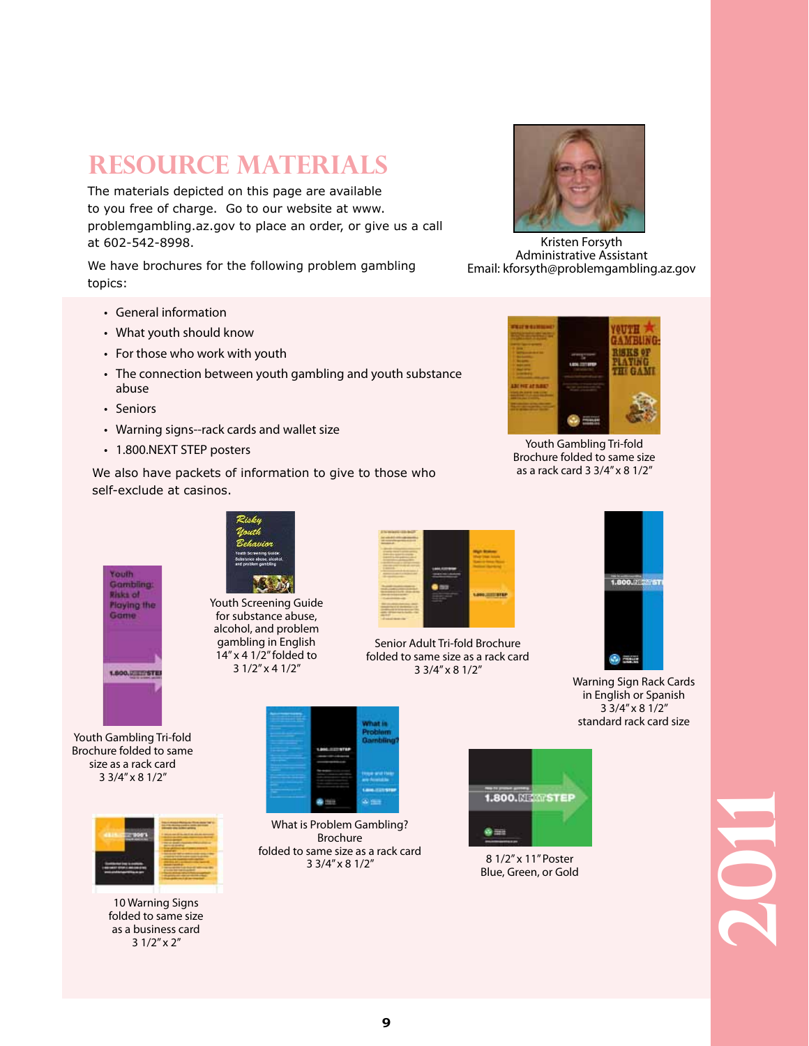# RESOURCE MATERIALS

The materials depicted on this page are available to you free of charge. Go to our website at www.problemgambling.az.gov to place an order, or give us a call at 602-542-8998.

We have brochures for the following problem gambling topics:

Kristen Forsyth
Administrative Assistant
Email: kforsyth@problemgambling.az.gov

- General information
- What youth should know
- For those who work with youth
- The connection between youth gambling and youth substance abuse
- Seniors
- Warning signs--rack cards and wallet size
- 1.800.NEXT STEP posters

We also have packets of information to give to those who self-exclude at casinos.

Youth Gambling Tri-fold Brochure folded to same size as a rack card 3 3/4" x 8 1/2"

Youth Screening Guide for substance abuse, alcohol, and problem gambling in English 14" x 4 1/2" folded to 3 1/2" x 4 1/2"

Senior Adult Tri-fold Brochure folded to same size as a rack card 3 3/4" x 8 1/2"

Warning Sign Rack Cards in English or Spanish 3 3/4" x 8 1/2" standard rack card size

Youth Gambling Tri-fold Brochure folded to same size as a rack card 3 3/4" x 8 1/2"

What is Problem Gambling? Brochure folded to same size as a rack card 3 3/4" x 8 1/2"

8 1/2" x 11" Poster Blue, Green, or Gold

10 Warning Signs folded to same size as a business card 3 1/2" x 2"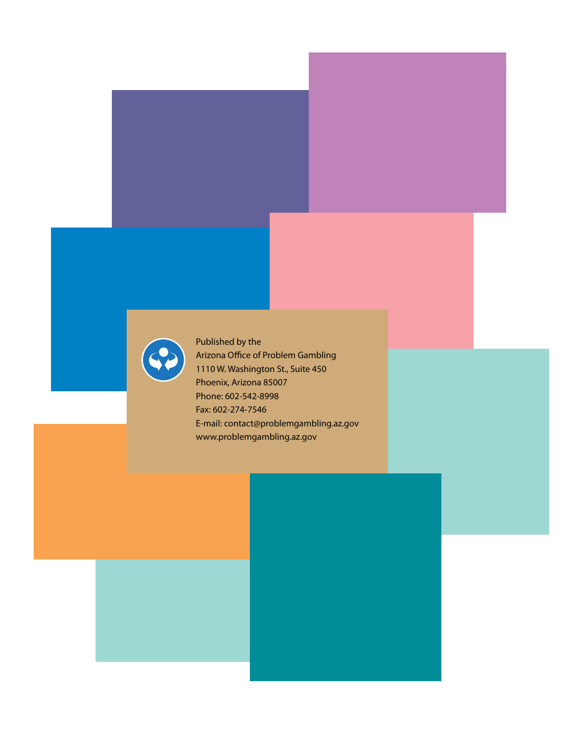Published by the
Arizona Office of Problem Gambling
1110 W. Washington St., Suite 450
Phoenix, Arizona 85007
Phone: 602-542-8998
Fax: 602-274-7546
E-mail: contact@problemgambling.az.gov
www.problemgambling.az.gov